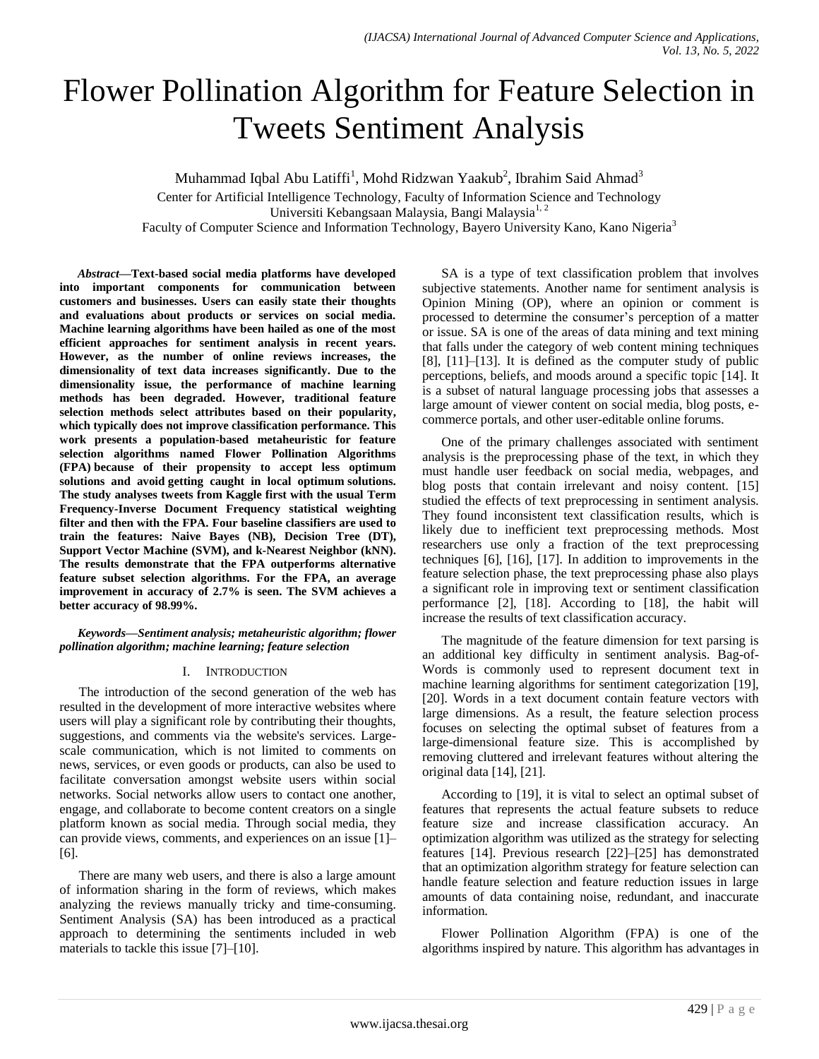# Flower Pollination Algorithm for Feature Selection in Tweets Sentiment Analysis

Muhammad Iqbal Abu Latiffi[1], Mohd Ridzwan Yaakub[2], Ibrahim Said Ahmad[3]

Center for Artificial Intelligence Technology, Faculty of Information Science and Technology
Universiti Kebangsaan Malaysia, Bangi Malaysia[1, 2]
Faculty of Computer Science and Information Technology, Bayero University Kano, Kano Nigeria[3]

***Abstract*—Text-based social media platforms have developed into important components for communication between customers and businesses. Users can easily state their thoughts and evaluations about products or services on social media. Machine learning algorithms have been hailed as one of the most efficient approaches for sentiment analysis in recent years. However, as the number of online reviews increases, the dimensionality of text data increases significantly. Due to the dimensionality issue, the performance of machine learning methods has been degraded. However, traditional feature selection methods select attributes based on their popularity, which typically does not improve classification performance. This work presents a population-based metaheuristic for feature selection algorithms named Flower Pollination Algorithms (FPA) because of their propensity to accept less optimum solutions and avoid getting caught in local optimum solutions. The study analyses tweets from Kaggle first with the usual Term Frequency-Inverse Document Frequency statistical weighting filter and then with the FPA. Four baseline classifiers are used to train the features: Naive Bayes (NB), Decision Tree (DT), Support Vector Machine (SVM), and k-Nearest Neighbor (kNN). The results demonstrate that the FPA outperforms alternative feature subset selection algorithms. For the FPA, an average improvement in accuracy of 2.7% is seen. The SVM achieves a better accuracy of 98.99%.**

***Keywords*—*Sentiment analysis; metaheuristic algorithm; flower pollination algorithm; machine learning; feature selection***

## I. Introduction

The introduction of the second generation of the web has resulted in the development of more interactive websites where users will play a significant role by contributing their thoughts, suggestions, and comments via the website's services. Large-scale communication, which is not limited to comments on news, services, or even goods or products, can also be used to facilitate conversation amongst website users within social networks. Social networks allow users to contact one another, engage, and collaborate to become content creators on a single platform known as social media. Through social media, they can provide views, comments, and experiences on an issue [1]–[6].

There are many web users, and there is also a large amount of information sharing in the form of reviews, which makes analyzing the reviews manually tricky and time-consuming. Sentiment Analysis (SA) has been introduced as a practical approach to determining the sentiments included in web materials to tackle this issue [7]–[10].

SA is a type of text classification problem that involves subjective statements. Another name for sentiment analysis is Opinion Mining (OP), where an opinion or comment is processed to determine the consumer's perception of a matter or issue. SA is one of the areas of data mining and text mining that falls under the category of web content mining techniques [8], [11]–[13]. It is defined as the computer study of public perceptions, beliefs, and moods around a specific topic [14]. It is a subset of natural language processing jobs that assesses a large amount of viewer content on social media, blog posts, e-commerce portals, and other user-editable online forums.

One of the primary challenges associated with sentiment analysis is the preprocessing phase of the text, in which they must handle user feedback on social media, webpages, and blog posts that contain irrelevant and noisy content. [15] studied the effects of text preprocessing in sentiment analysis. They found inconsistent text classification results, which is likely due to inefficient text preprocessing methods. Most researchers use only a fraction of the text preprocessing techniques [6], [16], [17]. In addition to improvements in the feature selection phase, the text preprocessing phase also plays a significant role in improving text or sentiment classification performance [2], [18]. According to [18], the habit will increase the results of text classification accuracy.

The magnitude of the feature dimension for text parsing is an additional key difficulty in sentiment analysis. Bag-of-Words is commonly used to represent document text in machine learning algorithms for sentiment categorization [19], [20]. Words in a text document contain feature vectors with large dimensions. As a result, the feature selection process focuses on selecting the optimal subset of features from a large-dimensional feature size. This is accomplished by removing cluttered and irrelevant features without altering the original data [14], [21].

According to [19], it is vital to select an optimal subset of features that represents the actual feature subsets to reduce feature size and increase classification accuracy. An optimization algorithm was utilized as the strategy for selecting features [14]. Previous research [22]–[25] has demonstrated that an optimization algorithm strategy for feature selection can handle feature selection and feature reduction issues in large amounts of data containing noise, redundant, and inaccurate information.

Flower Pollination Algorithm (FPA) is one of the algorithms inspired by nature. This algorithm has advantages in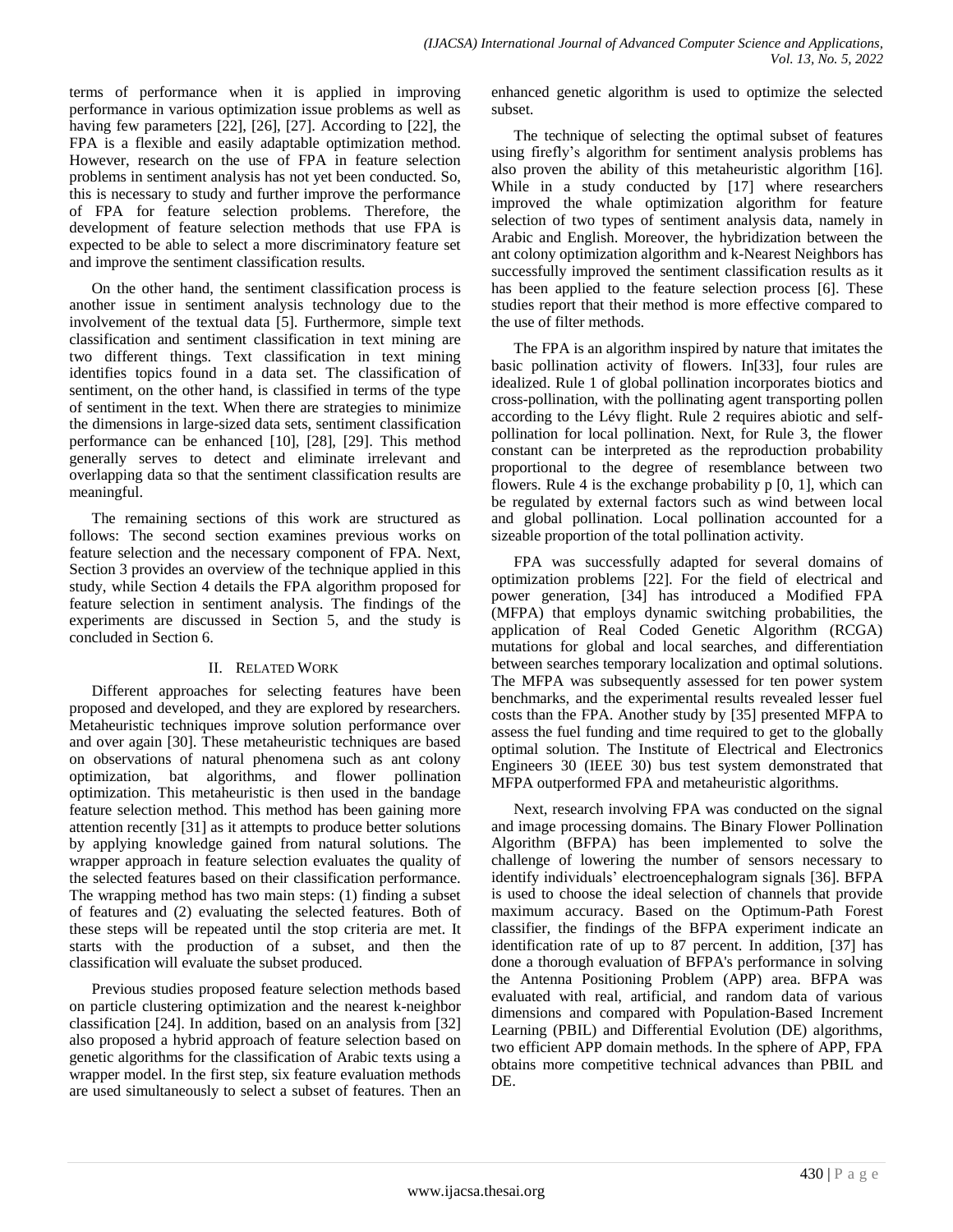terms of performance when it is applied in improving performance in various optimization issue problems as well as having few parameters [22], [26], [27]. According to [22], the FPA is a flexible and easily adaptable optimization method. However, research on the use of FPA in feature selection problems in sentiment analysis has not yet been conducted. So, this is necessary to study and further improve the performance of FPA for feature selection problems. Therefore, the development of feature selection methods that use FPA is expected to be able to select a more discriminatory feature set and improve the sentiment classification results.

On the other hand, the sentiment classification process is another issue in sentiment analysis technology due to the involvement of the textual data [5]. Furthermore, simple text classification and sentiment classification in text mining are two different things. Text classification in text mining identifies topics found in a data set. The classification of sentiment, on the other hand, is classified in terms of the type of sentiment in the text. When there are strategies to minimize the dimensions in large-sized data sets, sentiment classification performance can be enhanced [10], [28], [29]. This method generally serves to detect and eliminate irrelevant and overlapping data so that the sentiment classification results are meaningful.

The remaining sections of this work are structured as follows: The second section examines previous works on feature selection and the necessary component of FPA. Next, Section 3 provides an overview of the technique applied in this study, while Section 4 details the FPA algorithm proposed for feature selection in sentiment analysis. The findings of the experiments are discussed in Section 5, and the study is concluded in Section 6.

## II. Related Work

Different approaches for selecting features have been proposed and developed, and they are explored by researchers. Metaheuristic techniques improve solution performance over and over again [30]. These metaheuristic techniques are based on observations of natural phenomena such as ant colony optimization, bat algorithms, and flower pollination optimization. This metaheuristic is then used in the bandage feature selection method. This method has been gaining more attention recently [31] as it attempts to produce better solutions by applying knowledge gained from natural solutions. The wrapper approach in feature selection evaluates the quality of the selected features based on their classification performance. The wrapping method has two main steps: (1) finding a subset of features and (2) evaluating the selected features. Both of these steps will be repeated until the stop criteria are met. It starts with the production of a subset, and then the classification will evaluate the subset produced.

Previous studies proposed feature selection methods based on particle clustering optimization and the nearest k-neighbor classification [24]. In addition, based on an analysis from [32] also proposed a hybrid approach of feature selection based on genetic algorithms for the classification of Arabic texts using a wrapper model. In the first step, six feature evaluation methods are used simultaneously to select a subset of features. Then an enhanced genetic algorithm is used to optimize the selected subset.

The technique of selecting the optimal subset of features using firefly's algorithm for sentiment analysis problems has also proven the ability of this metaheuristic algorithm [16]. While in a study conducted by [17] where researchers improved the whale optimization algorithm for feature selection of two types of sentiment analysis data, namely in Arabic and English. Moreover, the hybridization between the ant colony optimization algorithm and k-Nearest Neighbors has successfully improved the sentiment classification results as it has been applied to the feature selection process [6]. These studies report that their method is more effective compared to the use of filter methods.

The FPA is an algorithm inspired by nature that imitates the basic pollination activity of flowers. In[33], four rules are idealized. Rule 1 of global pollination incorporates biotics and cross-pollination, with the pollinating agent transporting pollen according to the Lévy flight. Rule 2 requires abiotic and self-pollination for local pollination. Next, for Rule 3, the flower constant can be interpreted as the reproduction probability proportional to the degree of resemblance between two flowers. Rule 4 is the exchange probability p [0, 1], which can be regulated by external factors such as wind between local and global pollination. Local pollination accounted for a sizeable proportion of the total pollination activity.

FPA was successfully adapted for several domains of optimization problems [22]. For the field of electrical and power generation, [34] has introduced a Modified FPA (MFPA) that employs dynamic switching probabilities, the application of Real Coded Genetic Algorithm (RCGA) mutations for global and local searches, and differentiation between searches temporary localization and optimal solutions. The MFPA was subsequently assessed for ten power system benchmarks, and the experimental results revealed lesser fuel costs than the FPA. Another study by [35] presented MFPA to assess the fuel funding and time required to get to the globally optimal solution. The Institute of Electrical and Electronics Engineers 30 (IEEE 30) bus test system demonstrated that MFPA outperformed FPA and metaheuristic algorithms.

Next, research involving FPA was conducted on the signal and image processing domains. The Binary Flower Pollination Algorithm (BFPA) has been implemented to solve the challenge of lowering the number of sensors necessary to identify individuals' electroencephalogram signals [36]. BFPA is used to choose the ideal selection of channels that provide maximum accuracy. Based on the Optimum-Path Forest classifier, the findings of the BFPA experiment indicate an identification rate of up to 87 percent. In addition, [37] has done a thorough evaluation of BFPA's performance in solving the Antenna Positioning Problem (APP) area. BFPA was evaluated with real, artificial, and random data of various dimensions and compared with Population-Based Increment Learning (PBIL) and Differential Evolution (DE) algorithms, two efficient APP domain methods. In the sphere of APP, FPA obtains more competitive technical advances than PBIL and DE.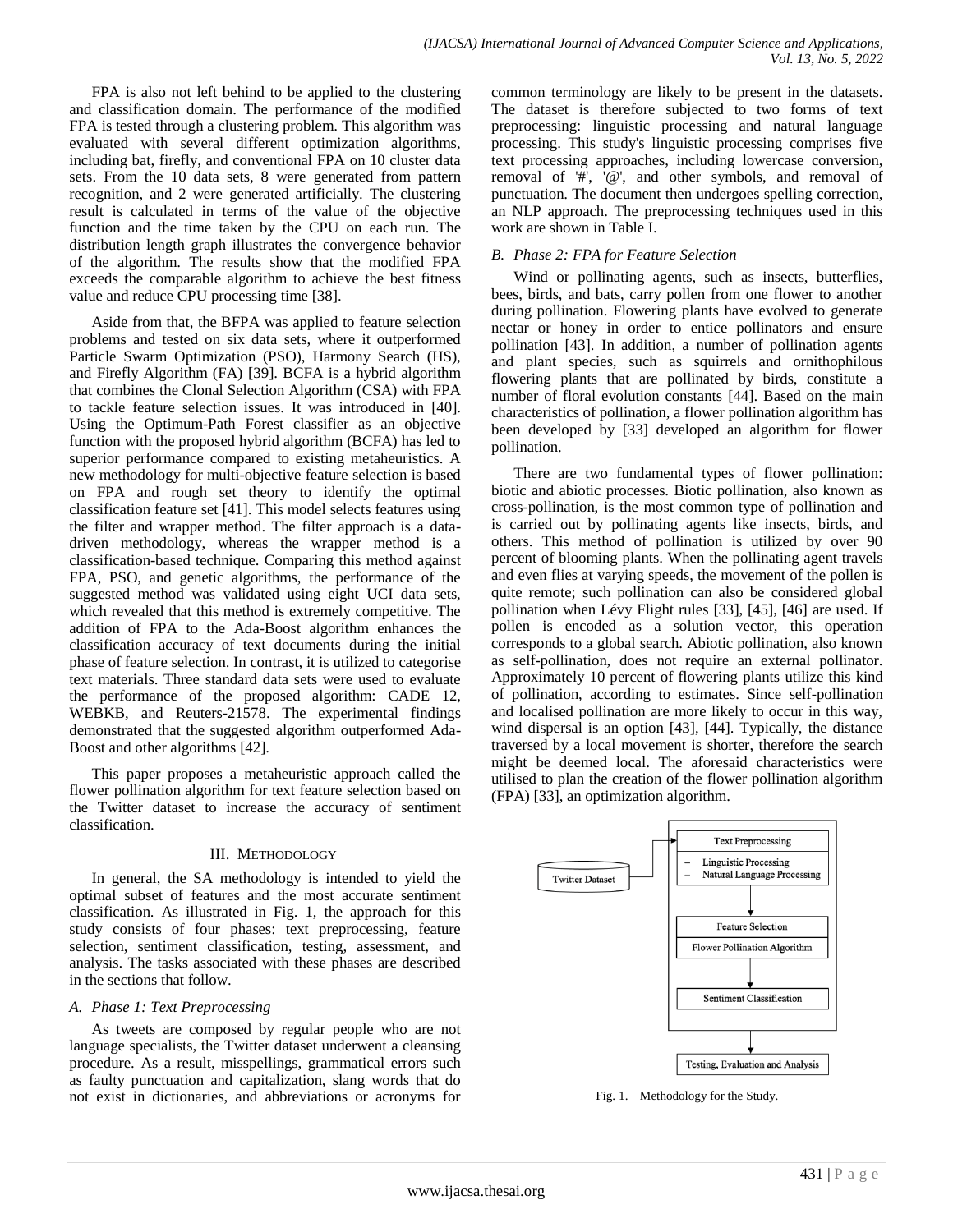FPA is also not left behind to be applied to the clustering and classification domain. The performance of the modified FPA is tested through a clustering problem. This algorithm was evaluated with several different optimization algorithms, including bat, firefly, and conventional FPA on 10 cluster data sets. From the 10 data sets, 8 were generated from pattern recognition, and 2 were generated artificially. The clustering result is calculated in terms of the value of the objective function and the time taken by the CPU on each run. The distribution length graph illustrates the convergence behavior of the algorithm. The results show that the modified FPA exceeds the comparable algorithm to achieve the best fitness value and reduce CPU processing time [38].

Aside from that, the BFPA was applied to feature selection problems and tested on six data sets, where it outperformed Particle Swarm Optimization (PSO), Harmony Search (HS), and Firefly Algorithm (FA) [39]. BCFA is a hybrid algorithm that combines the Clonal Selection Algorithm (CSA) with FPA to tackle feature selection issues. It was introduced in [40]. Using the Optimum-Path Forest classifier as an objective function with the proposed hybrid algorithm (BCFA) has led to superior performance compared to existing metaheuristics. A new methodology for multi-objective feature selection is based on FPA and rough set theory to identify the optimal classification feature set [41]. This model selects features using the filter and wrapper method. The filter approach is a data-driven methodology, whereas the wrapper method is a classification-based technique. Comparing this method against FPA, PSO, and genetic algorithms, the performance of the suggested method was validated using eight UCI data sets, which revealed that this method is extremely competitive. The addition of FPA to the Ada-Boost algorithm enhances the classification accuracy of text documents during the initial phase of feature selection. In contrast, it is utilized to categorise text materials. Three standard data sets were used to evaluate the performance of the proposed algorithm: CADE 12, WEBKB, and Reuters-21578. The experimental findings demonstrated that the suggested algorithm outperformed Ada-Boost and other algorithms [42].

This paper proposes a metaheuristic approach called the flower pollination algorithm for text feature selection based on the Twitter dataset to increase the accuracy of sentiment classification.

## III. Methodology

In general, the SA methodology is intended to yield the optimal subset of features and the most accurate sentiment classification. As illustrated in Fig. 1, the approach for this study consists of four phases: text preprocessing, feature selection, sentiment classification, testing, assessment, and analysis. The tasks associated with these phases are described in the sections that follow.

### *A. Phase 1: Text Preprocessing*

As tweets are composed by regular people who are not language specialists, the Twitter dataset underwent a cleansing procedure. As a result, misspellings, grammatical errors such as faulty punctuation and capitalization, slang words that do not exist in dictionaries, and abbreviations or acronyms for common terminology are likely to be present in the datasets. The dataset is therefore subjected to two forms of text preprocessing: linguistic processing and natural language processing. This study's linguistic processing comprises five text processing approaches, including lowercase conversion, removal of '#', '@', and other symbols, and removal of punctuation. The document then undergoes spelling correction, an NLP approach. The preprocessing techniques used in this work are shown in Table I.

### *B. Phase 2: FPA for Feature Selection*

Wind or pollinating agents, such as insects, butterflies, bees, birds, and bats, carry pollen from one flower to another during pollination. Flowering plants have evolved to generate nectar or honey in order to entice pollinators and ensure pollination [43]. In addition, a number of pollination agents and plant species, such as squirrels and ornithophilous flowering plants that are pollinated by birds, constitute a number of floral evolution constants [44]. Based on the main characteristics of pollination, a flower pollination algorithm has been developed by [33] developed an algorithm for flower pollination.

There are two fundamental types of flower pollination: biotic and abiotic processes. Biotic pollination, also known as cross-pollination, is the most common type of pollination and is carried out by pollinating agents like insects, birds, and others. This method of pollination is utilized by over 90 percent of blooming plants. When the pollinating agent travels and even flies at varying speeds, the movement of the pollen is quite remote; such pollination can also be considered global pollination when Lévy Flight rules [33], [45], [46] are used. If pollen is encoded as a solution vector, this operation corresponds to a global search. Abiotic pollination, also known as self-pollination, does not require an external pollinator. Approximately 10 percent of flowering plants utilize this kind of pollination, according to estimates. Since self-pollination and localised pollination are more likely to occur in this way, wind dispersal is an option [43], [44]. Typically, the distance traversed by a local movement is shorter, therefore the search might be deemed local. The aforesaid characteristics were utilised to plan the creation of the flower pollination algorithm (FPA) [33], an optimization algorithm.

Twitter Dataset → Text Preprocessing (– Linguistic Processing; – Natural Language Processing) → Feature Selection (Flower Pollination Algorithm) → Sentiment Classification → Testing, Evaluation and Analysis

Fig. 1. Methodology for the Study.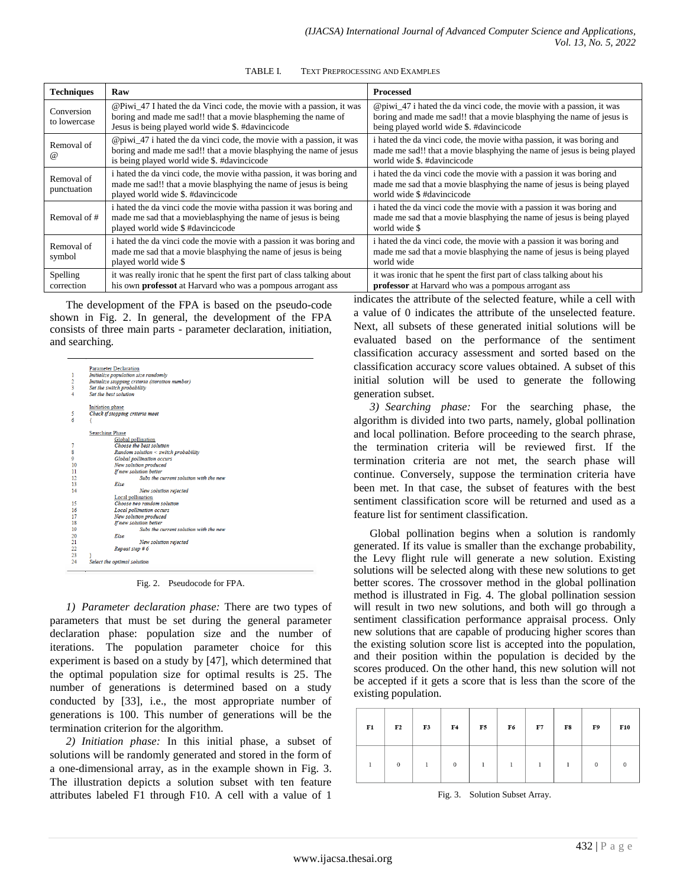TABLE I. TEXT PREPROCESSING AND EXAMPLES

| Techniques | Raw | Processed |
| --- | --- | --- |
| Conversion to lowercase | @Piwi_47 I hated the da Vinci code, the movie with a passion, it was boring and made me sad!! that a movie blaspheming the name of Jesus is being played world wide $. #davincicode | @piwi_47 i hated the da vinci code, the movie with a passion, it was boring and made me sad!! that a movie blasphying the name of jesus is being played world wide $. #davincicode |
| Removal of @ | @piwi_47 i hated the da vinci code, the movie with a passion, it was boring and made me sad!! that a movie blasphying the name of jesus is being played world wide $. #davincicode | i hated the da vinci code, the movie witha passion, it was boring and made me sad!! that a movie blasphying the name of jesus is being played world wide $. #davincicode |
| Removal of punctuation | i hated the da vinci code, the movie witha passion, it was boring and made me sad!! that a movie blasphying the name of jesus is being played world wide $. #davincicode | i hated the da vinci code the movie with a passion it was boring and made me sad that a movie blasphying the name of jesus is being played world wide $ #davincicode |
| Removal of # | i hated the da vinci code the movie witha passion it was boring and made me sad!! that a movieblasphying the name of jesus is being played world wide $ #davincicode | i hated the da vinci code the movie with a passion it was boring and made me sad that a movie blasphying the name of jesus is being played world wide $ |
| Removal of symbol | i hated the da vinci code the movie with a passion it was boring and made me sad that a movie blasphying the name of jesus is being played world wide $ | i hated the da vinci code, the movie with a passion it was boring and made me sad that a movie blasphying the name of jesus is being played world wide |
| Spelling correction | it was really ironic that he spent the first part of class talking about his own **professot** at Harvard who was a pompous arrogant ass | it was ironic that he spent the first part of class talking about his **professor** at Harvard who was a pompous arrogant ass |

The development of the FPA is based on the pseudo-code shown in Fig. 2. In general, the development of the FPA consists of three main parts - parameter declaration, initiation, and searching.

```
    Parameter Declaration
1   Initialize population size randomly
2   Initialize stopping criteria (iteration number)
3   Set the switch probability
4   Set the best solution

    Initiation phase
5   Check if stopping criteria meet
6   {

    Searching Phase
        Global pollination
7       Choose the best solution
8       Random solution < switch probability
9       Global pollination occurs
10      New solution produced
11      If new solution better
12              Subs the current solution with the new
13      Else
14              New solution rejected
        Local pollination
15      Choose two random solution
16      Local pollination occurs
17      New solution produced
18      If new solution better
19              Subs the current solution with the new
20      Else
21              New solution rejected
22      Repeat step # 6
23  }
24  Select the optimal solution
```

Fig. 2. Pseudocode for FPA.

*1) Parameter declaration phase:* There are two types of parameters that must be set during the general parameter declaration phase: population size and the number of iterations. The population parameter choice for this experiment is based on a study by [47], which determined that the optimal population size for optimal results is 25. The number of generations is determined based on a study conducted by [33], i.e., the most appropriate number of generations is 100. This number of generations will be the termination criterion for the algorithm.

*2) Initiation phase:* In this initial phase, a subset of solutions will be randomly generated and stored in the form of a one-dimensional array, as in the example shown in Fig. 3. The illustration depicts a solution subset with ten feature attributes labeled F1 through F10. A cell with a value of 1 indicates the attribute of the selected feature, while a cell with a value of 0 indicates the attribute of the unselected feature. Next, all subsets of these generated initial solutions will be evaluated based on the performance of the sentiment classification accuracy assessment and sorted based on the classification accuracy score values obtained. A subset of this initial solution will be used to generate the following generation subset.

*3) Searching phase:* For the searching phase, the algorithm is divided into two parts, namely, global pollination and local pollination. Before proceeding to the search phrase, the termination criteria will be reviewed first. If the termination criteria are not met, the search phase will continue. Conversely, suppose the termination criteria have been met. In that case, the subset of features with the best sentiment classification score will be returned and used as a feature list for sentiment classification.

Global pollination begins when a solution is randomly generated. If its value is smaller than the exchange probability, the Levy flight rule will generate a new solution. Existing solutions will be selected along with these new solutions to get better scores. The crossover method in the global pollination method is illustrated in Fig. 4. The global pollination session will result in two new solutions, and both will go through a sentiment classification performance appraisal process. Only new solutions that are capable of producing higher scores than the existing solution score list is accepted into the population, and their position within the population is decided by the scores produced. On the other hand, this new solution will not be accepted if it gets a score that is less than the score of the existing population.

| F1 | F2 | F3 | F4 | F5 | F6 | F7 | F8 | F9 | F10 |
| --- | --- | --- | --- | --- | --- | --- | --- | --- | --- |
| 1 | 0 | 1 | 0 | 1 | 1 | 1 | 1 | 0 | 0 |

Fig. 3. Solution Subset Array.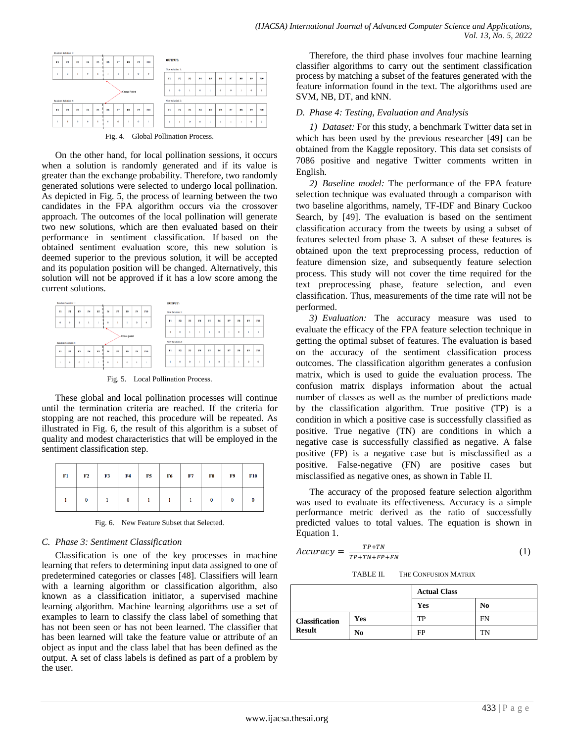Fig. 4. Global Pollination Process.

On the other hand, for local pollination sessions, it occurs when a solution is randomly generated and if its value is greater than the exchange probability. Therefore, two randomly generated solutions were selected to undergo local pollination. As depicted in Fig. 5, the process of learning between the two candidates in the FPA algorithm occurs via the crossover approach. The outcomes of the local pollination will generate two new solutions, which are then evaluated based on their performance in sentiment classification. If based on the obtained sentiment evaluation score, this new solution is deemed superior to the previous solution, it will be accepted and its population position will be changed. Alternatively, this solution will not be approved if it has a low score among the current solutions.

Fig. 5. Local Pollination Process.

These global and local pollination processes will continue until the termination criteria are reached. If the criteria for stopping are not reached, this procedure will be repeated. As illustrated in Fig. 6, the result of this algorithm is a subset of quality and modest characteristics that will be employed in the sentiment classification step.

| F1 | F2 | F3 | F4 | F5 | F6 | F7 | F8 | F9 | F10 |
|---|---|---|---|---|---|---|---|---|---|
| 1 | 0 | 1 | 0 | 1 | 1 | 1 | 0 | 0 | 0 |

Fig. 6. New Feature Subset that Selected.

### C. Phase 3: Sentiment Classification

Classification is one of the key processes in machine learning that refers to determining input data assigned to one of predetermined categories or classes [48]. Classifiers will learn with a learning algorithm or classification algorithm, also known as a classification initiator, a supervised machine learning algorithm. Machine learning algorithms use a set of examples to learn to classify the class label of something that has not been seen or has not been learned. The classifier that has been learned will take the feature value or attribute of an object as input and the class label that has been defined as the output. A set of class labels is defined as part of a problem by the user.

Therefore, the third phase involves four machine learning classifier algorithms to carry out the sentiment classification process by matching a subset of the features generated with the feature information found in the text. The algorithms used are SVM, NB, DT, and kNN.

### D. Phase 4: Testing, Evaluation and Analysis

*1) Dataset:* For this study, a benchmark Twitter data set in which has been used by the previous researcher [49] can be obtained from the Kaggle repository. This data set consists of 7086 positive and negative Twitter comments written in English.

*2) Baseline model:* The performance of the FPA feature selection technique was evaluated through a comparison with two baseline algorithms, namely, TF-IDF and Binary Cuckoo Search, by [49]. The evaluation is based on the sentiment classification accuracy from the tweets by using a subset of features selected from phase 3. A subset of these features is obtained upon the text preprocessing process, reduction of feature dimension size, and subsequently feature selection process. This study will not cover the time required for the text preprocessing phase, feature selection, and even classification. Thus, measurements of the time rate will not be performed.

*3) Evaluation:* The accuracy measure was used to evaluate the efficacy of the FPA feature selection technique in getting the optimal subset of features. The evaluation is based on the accuracy of the sentiment classification process outcomes. The classification algorithm generates a confusion matrix, which is used to guide the evaluation process. The confusion matrix displays information about the actual number of classes as well as the number of predictions made by the classification algorithm. True positive (TP) is a condition in which a positive case is successfully classified as positive. True negative (TN) are conditions in which a negative case is successfully classified as negative. A false positive (FP) is a negative case but is misclassified as a positive. False-negative (FN) are positive cases but misclassified as negative ones, as shown in Table II.

The accuracy of the proposed feature selection algorithm was used to evaluate its effectiveness. Accuracy is a simple performance metric derived as the ratio of successfully predicted values to total values. The equation is shown in Equation 1.

$$Accuracy = \frac{TP+TN}{TP+TN+FP+FN} \quad (1)$$

TABLE II. THE CONFUSION MATRIX

| | | Actual Class | |
|---|---|---|---|
| | | **Yes** | **No** |
| **Classification Result** | **Yes** | TP | FN |
| | **No** | FP | TN |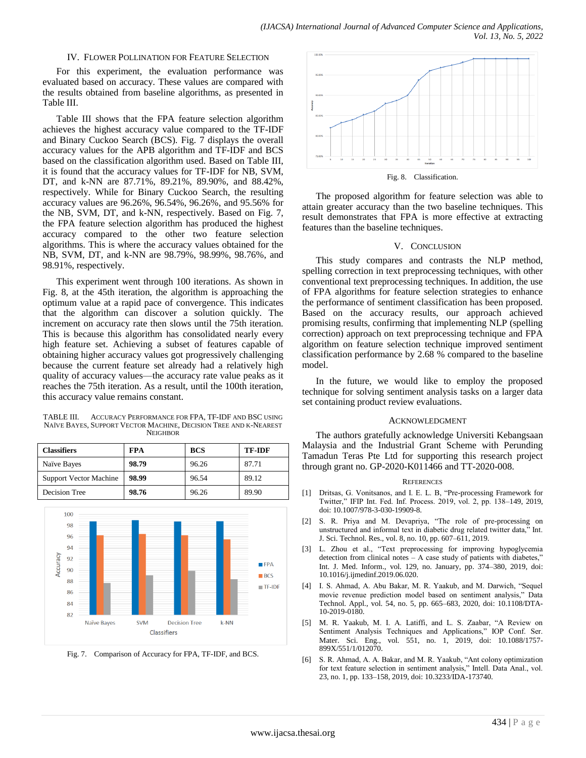## IV. FLOWER POLLINATION FOR FEATURE SELECTION

For this experiment, the evaluation performance was evaluated based on accuracy. These values are compared with the results obtained from baseline algorithms, as presented in Table III.

Table III shows that the FPA feature selection algorithm achieves the highest accuracy value compared to the TF-IDF and Binary Cuckoo Search (BCS). Fig. 7 displays the overall accuracy values for the APB algorithm and TF-IDF and BCS based on the classification algorithm used. Based on Table III, it is found that the accuracy values for TF-IDF for NB, SVM, DT, and k-NN are 87.71%, 89.21%, 89.90%, and 88.42%, respectively. While for Binary Cuckoo Search, the resulting accuracy values are 96.26%, 96.54%, 96.26%, and 95.56% for the NB, SVM, DT, and k-NN, respectively. Based on Fig. 7, the FPA feature selection algorithm has produced the highest accuracy compared to the other two feature selection algorithms. This is where the accuracy values obtained for the NB, SVM, DT, and k-NN are 98.79%, 98.99%, 98.76%, and 98.91%, respectively.

This experiment went through 100 iterations. As shown in Fig. 8, at the 45th iteration, the algorithm is approaching the optimum value at a rapid pace of convergence. This indicates that the algorithm can discover a solution quickly. The increment on accuracy rate then slows until the 75th iteration. This is because this algorithm has consolidated nearly every high feature set. Achieving a subset of features capable of obtaining higher accuracy values got progressively challenging because the current feature set already had a relatively high quality of accuracy values—the accuracy rate value peaks as it reaches the 75th iteration. As a result, until the 100th iteration, this accuracy value remains constant.

TABLE III. ACCURACY PERFORMANCE FOR FPA, TF-IDF AND BSC USING NAÏVE BAYES, SUPPORT VECTOR MACHINE, DECISION TREE AND K-NEAREST NEIGHBOR

| Classifiers | FPA | BCS | TF-IDF |
|---|---|---|---|
| Naïve Bayes | **98.79** | 96.26 | 87.71 |
| Support Vector Machine | **98.99** | 96.54 | 89.12 |
| Decision Tree | **98.76** | 96.26 | 89.90 |

Fig. 7. Comparison of Accuracy for FPA, TF-IDF, and BCS.

Fig. 8. Classification.

The proposed algorithm for feature selection was able to attain greater accuracy than the two baseline techniques. This result demonstrates that FPA is more effective at extracting features than the baseline techniques.

## V. CONCLUSION

This study compares and contrasts the NLP method, spelling correction in text preprocessing techniques, with other conventional text preprocessing techniques. In addition, the use of FPA algorithms for feature selection strategies to enhance the performance of sentiment classification has been proposed. Based on the accuracy results, our approach achieved promising results, confirming that implementing NLP (spelling correction) approach on text preprocessing technique and FPA algorithm on feature selection technique improved sentiment classification performance by 2.68 % compared to the baseline model.

In the future, we would like to employ the proposed technique for solving sentiment analysis tasks on a larger data set containing product review evaluations.

## ACKNOWLEDGMENT

The authors gratefully acknowledge Universiti Kebangsaan Malaysia and the Industrial Grant Scheme with Perunding Tamadun Teras Pte Ltd for supporting this research project through grant no. GP-2020-K011466 and TT-2020-008.

## REFERENCES

[1] Dritsas, G. Vonitsanos, and I. E. L. B, "Pre-processing Framework for Twitter," IFIP Int. Fed. Inf. Process. 2019, vol. 2, pp. 138–149, 2019, doi: 10.1007/978-3-030-19909-8.

[2] S. R. Priya and M. Devapriya, "The role of pre-processing on unstructured and informal text in diabetic drug related twitter data," Int. J. Sci. Technol. Res., vol. 8, no. 10, pp. 607–611, 2019.

[3] L. Zhou et al., "Text preprocessing for improving hypoglycemia detection from clinical notes – A case study of patients with diabetes," Int. J. Med. Inform., vol. 129, no. January, pp. 374–380, 2019, doi: 10.1016/j.ijmedinf.2019.06.020.

[4] I. S. Ahmad, A. Abu Bakar, M. R. Yaakub, and M. Darwich, "Sequel movie revenue prediction model based on sentiment analysis," Data Technol. Appl., vol. 54, no. 5, pp. 665–683, 2020, doi: 10.1108/DTA-10-2019-0180.

[5] M. R. Yaakub, M. I. A. Latiffi, and L. S. Zaabar, "A Review on Sentiment Analysis Techniques and Applications," IOP Conf. Ser. Mater. Sci. Eng., vol. 551, no. 1, 2019, doi: 10.1088/1757-899X/551/1/012070.

[6] S. R. Ahmad, A. A. Bakar, and M. R. Yaakub, "Ant colony optimization for text feature selection in sentiment analysis," Intell. Data Anal., vol. 23, no. 1, pp. 133–158, 2019, doi: 10.3233/IDA-173740.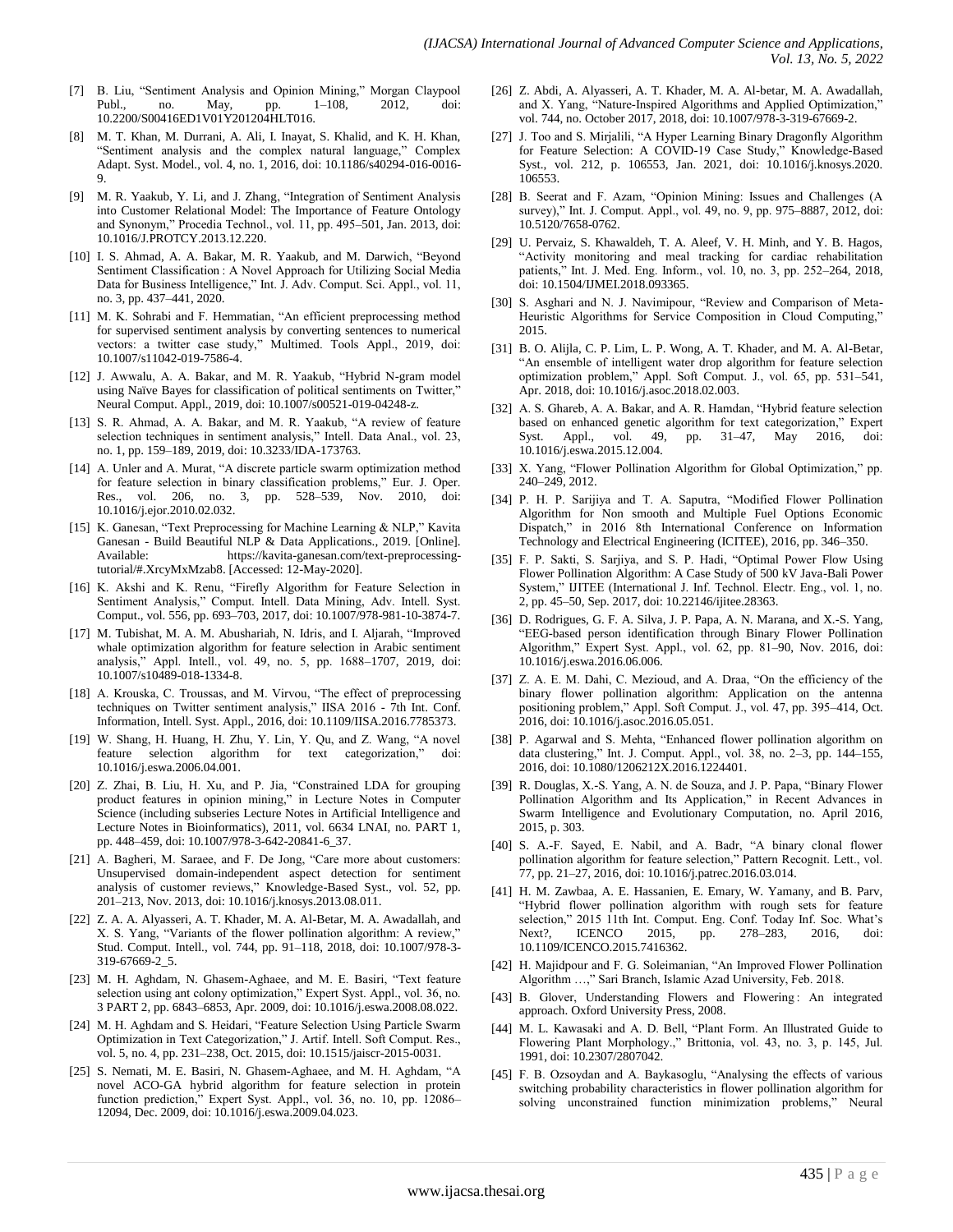[7] B. Liu, "Sentiment Analysis and Opinion Mining," Morgan Claypool Publ., no. May, pp. 1–108, 2012, doi: 10.2200/S00416ED1V01Y201204HLT016.

[8] M. T. Khan, M. Durrani, A. Ali, I. Inayat, S. Khalid, and K. H. Khan, "Sentiment analysis and the complex natural language," Complex Adapt. Syst. Model., vol. 4, no. 1, 2016, doi: 10.1186/s40294-016-0016-9.

[9] M. R. Yaakub, Y. Li, and J. Zhang, "Integration of Sentiment Analysis into Customer Relational Model: The Importance of Feature Ontology and Synonym," Procedia Technol., vol. 11, pp. 495–501, Jan. 2013, doi: 10.1016/J.PROTCY.2013.12.220.

[10] I. S. Ahmad, A. A. Bakar, M. R. Yaakub, and M. Darwich, "Beyond Sentiment Classification : A Novel Approach for Utilizing Social Media Data for Business Intelligence," Int. J. Adv. Comput. Sci. Appl., vol. 11, no. 3, pp. 437–441, 2020.

[11] M. K. Sohrabi and F. Hemmatian, "An efficient preprocessing method for supervised sentiment analysis by converting sentences to numerical vectors: a twitter case study," Multimed. Tools Appl., 2019, doi: 10.1007/s11042-019-7586-4.

[12] J. Awwalu, A. A. Bakar, and M. R. Yaakub, "Hybrid N-gram model using Naïve Bayes for classification of political sentiments on Twitter," Neural Comput. Appl., 2019, doi: 10.1007/s00521-019-04248-z.

[13] S. R. Ahmad, A. A. Bakar, and M. R. Yaakub, "A review of feature selection techniques in sentiment analysis," Intell. Data Anal., vol. 23, no. 1, pp. 159–189, 2019, doi: 10.3233/IDA-173763.

[14] A. Unler and A. Murat, "A discrete particle swarm optimization method for feature selection in binary classification problems," Eur. J. Oper. Res., vol. 206, no. 3, pp. 528–539, Nov. 2010, doi: 10.1016/j.ejor.2010.02.032.

[15] K. Ganesan, "Text Preprocessing for Machine Learning & NLP," Kavita Ganesan - Build Beautiful NLP & Data Applications., 2019. [Online]. Available: https://kavita-ganesan.com/text-preprocessing-tutorial/#.XrcyMxMzab8. [Accessed: 12-May-2020].

[16] K. Akshi and K. Renu, "Firefly Algorithm for Feature Selection in Sentiment Analysis," Comput. Intell. Data Mining, Adv. Intell. Syst. Comput., vol. 556, pp. 693–703, 2017, doi: 10.1007/978-981-10-3874-7.

[17] M. Tubishat, M. A. M. Abushariah, N. Idris, and I. Aljarah, "Improved whale optimization algorithm for feature selection in Arabic sentiment analysis," Appl. Intell., vol. 49, no. 5, pp. 1688–1707, 2019, doi: 10.1007/s10489-018-1334-8.

[18] A. Krouska, C. Troussas, and M. Virvou, "The effect of preprocessing techniques on Twitter sentiment analysis," IISA 2016 - 7th Int. Conf. Information, Intell. Syst. Appl., 2016, doi: 10.1109/IISA.2016.7785373.

[19] W. Shang, H. Huang, H. Zhu, Y. Lin, Y. Qu, and Z. Wang, "A novel feature selection algorithm for text categorization," doi: 10.1016/j.eswa.2006.04.001.

[20] Z. Zhai, B. Liu, H. Xu, and P. Jia, "Constrained LDA for grouping product features in opinion mining," in Lecture Notes in Computer Science (including subseries Lecture Notes in Artificial Intelligence and Lecture Notes in Bioinformatics), 2011, vol. 6634 LNAI, no. PART 1, pp. 448–459, doi: 10.1007/978-3-642-20841-6_37.

[21] A. Bagheri, M. Saraee, and F. De Jong, "Care more about customers: Unsupervised domain-independent aspect detection for sentiment analysis of customer reviews," Knowledge-Based Syst., vol. 52, pp. 201–213, Nov. 2013, doi: 10.1016/j.knosys.2013.08.011.

[22] Z. A. A. Alyasseri, A. T. Khader, M. A. Al-Betar, M. A. Awadallah, and X. S. Yang, "Variants of the flower pollination algorithm: A review," Stud. Comput. Intell., vol. 744, pp. 91–118, 2018, doi: 10.1007/978-3-319-67669-2_5.

[23] M. H. Aghdam, N. Ghasem-Aghaee, and M. E. Basiri, "Text feature selection using ant colony optimization," Expert Syst. Appl., vol. 36, no. 3 PART 2, pp. 6843–6853, Apr. 2009, doi: 10.1016/j.eswa.2008.08.022.

[24] M. H. Aghdam and S. Heidari, "Feature Selection Using Particle Swarm Optimization in Text Categorization," J. Artif. Intell. Soft Comput. Res., vol. 5, no. 4, pp. 231–238, Oct. 2015, doi: 10.1515/jaiscr-2015-0031.

[25] S. Nemati, M. E. Basiri, N. Ghasem-Aghaee, and M. H. Aghdam, "A novel ACO-GA hybrid algorithm for feature selection in protein function prediction," Expert Syst. Appl., vol. 36, no. 10, pp. 12086–12094, Dec. 2009, doi: 10.1016/j.eswa.2009.04.023.

[26] Z. Abdi, A. Alyasseri, A. T. Khader, M. A. Al-betar, M. A. Awadallah, and X. Yang, "Nature-Inspired Algorithms and Applied Optimization," vol. 744, no. October 2017, 2018, doi: 10.1007/978-3-319-67669-2.

[27] J. Too and S. Mirjalili, "A Hyper Learning Binary Dragonfly Algorithm for Feature Selection: A COVID-19 Case Study," Knowledge-Based Syst., vol. 212, p. 106553, Jan. 2021, doi: 10.1016/j.knosys.2020. 106553.

[28] B. Seerat and F. Azam, "Opinion Mining: Issues and Challenges (A survey)," Int. J. Comput. Appl., vol. 49, no. 9, pp. 975–8887, 2012, doi: 10.5120/7658-0762.

[29] U. Pervaiz, S. Khawaldeh, T. A. Aleef, V. H. Minh, and Y. B. Hagos, "Activity monitoring and meal tracking for cardiac rehabilitation patients," Int. J. Med. Eng. Inform., vol. 10, no. 3, pp. 252–264, 2018, doi: 10.1504/IJMEI.2018.093365.

[30] S. Asghari and N. J. Navimipour, "Review and Comparison of Meta-Heuristic Algorithms for Service Composition in Cloud Computing," 2015.

[31] B. O. Alijla, C. P. Lim, L. P. Wong, A. T. Khader, and M. A. Al-Betar, "An ensemble of intelligent water drop algorithm for feature selection optimization problem," Appl. Soft Comput. J., vol. 65, pp. 531–541, Apr. 2018, doi: 10.1016/j.asoc.2018.02.003.

[32] A. S. Ghareb, A. A. Bakar, and A. R. Hamdan, "Hybrid feature selection based on enhanced genetic algorithm for text categorization," Expert Syst. Appl., vol. 49, pp. 31–47, May 2016, doi: 10.1016/j.eswa.2015.12.004.

[33] X. Yang, "Flower Pollination Algorithm for Global Optimization," pp. 240–249, 2012.

[34] P. H. P. Sarijiya and T. A. Saputra, "Modified Flower Pollination Algorithm for Non smooth and Multiple Fuel Options Economic Dispatch," in 2016 8th International Conference on Information Technology and Electrical Engineering (ICITEE), 2016, pp. 346–350.

[35] F. P. Sakti, S. Sarjiya, and S. P. Hadi, "Optimal Power Flow Using Flower Pollination Algorithm: A Case Study of 500 kV Java-Bali Power System," IJITEE (International J. Inf. Technol. Electr. Eng., vol. 1, no. 2, pp. 45–50, Sep. 2017, doi: 10.22146/ijitee.28363.

[36] D. Rodrigues, G. F. A. Silva, J. P. Papa, A. N. Marana, and X.-S. Yang, "EEG-based person identification through Binary Flower Pollination Algorithm," Expert Syst. Appl., vol. 62, pp. 81–90, Nov. 2016, doi: 10.1016/j.eswa.2016.06.006.

[37] Z. A. E. M. Dahi, C. Mezioud, and A. Draa, "On the efficiency of the binary flower pollination algorithm: Application on the antenna positioning problem," Appl. Soft Comput. J., vol. 47, pp. 395–414, Oct. 2016, doi: 10.1016/j.asoc.2016.05.051.

[38] P. Agarwal and S. Mehta, "Enhanced flower pollination algorithm on data clustering," Int. J. Comput. Appl., vol. 38, no. 2–3, pp. 144–155, 2016, doi: 10.1080/1206212X.2016.1224401.

[39] R. Douglas, X.-S. Yang, A. N. de Souza, and J. P. Papa, "Binary Flower Pollination Algorithm and Its Application," in Recent Advances in Swarm Intelligence and Evolutionary Computation, no. April 2016, 2015, p. 303.

[40] S. A.-F. Sayed, E. Nabil, and A. Badr, "A binary clonal flower pollination algorithm for feature selection," Pattern Recognit. Lett., vol. 77, pp. 21–27, 2016, doi: 10.1016/j.patrec.2016.03.014.

[41] H. M. Zawbaa, A. E. Hassanien, E. Emary, W. Yamany, and B. Parv, "Hybrid flower pollination algorithm with rough sets for feature selection," 2015 11th Int. Comput. Eng. Conf. Today Inf. Soc. What's Next?, ICENCO 2015, pp. 278–283, 2016, doi: 10.1109/ICENCO.2015.7416362.

[42] H. Majidpour and F. G. Soleimanian, "An Improved Flower Pollination Algorithm …," Sari Branch, Islamic Azad University, Feb. 2018.

[43] B. Glover, Understanding Flowers and Flowering : An integrated approach. Oxford University Press, 2008.

[44] M. L. Kawasaki and A. D. Bell, "Plant Form. An Illustrated Guide to Flowering Plant Morphology.," Brittonia, vol. 43, no. 3, p. 145, Jul. 1991, doi: 10.2307/2807042.

[45] F. B. Ozsoydan and A. Baykasoglu, "Analysing the effects of various switching probability characteristics in flower pollination algorithm for solving unconstrained function minimization problems," Neural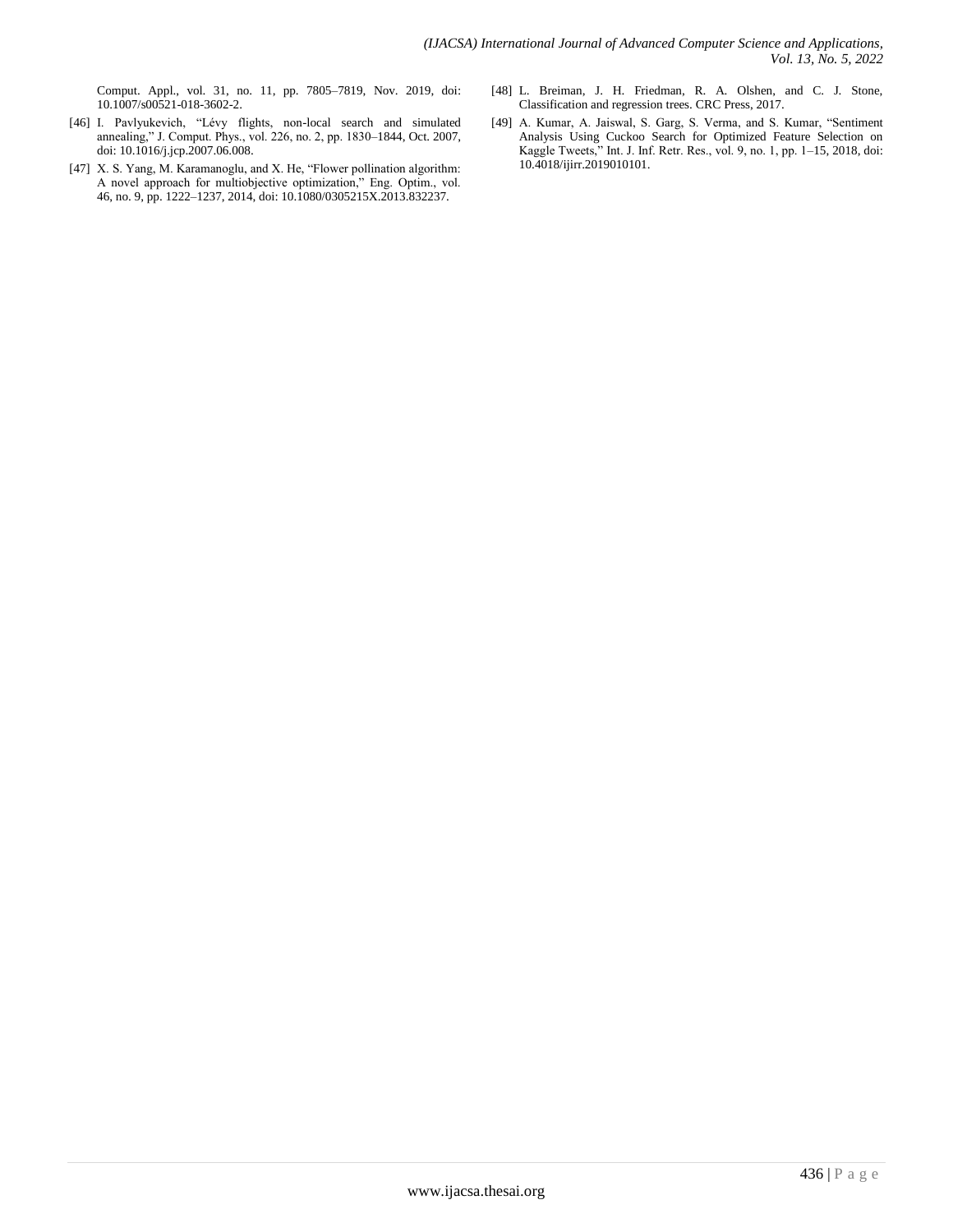Comput. Appl., vol. 31, no. 11, pp. 7805–7819, Nov. 2019, doi: 10.1007/s00521-018-3602-2.

[46] I. Pavlyukevich, "Lévy flights, non-local search and simulated annealing," J. Comput. Phys., vol. 226, no. 2, pp. 1830–1844, Oct. 2007, doi: 10.1016/j.jcp.2007.06.008.

[47] X. S. Yang, M. Karamanoglu, and X. He, "Flower pollination algorithm: A novel approach for multiobjective optimization," Eng. Optim., vol. 46, no. 9, pp. 1222–1237, 2014, doi: 10.1080/0305215X.2013.832237.

[48] L. Breiman, J. H. Friedman, R. A. Olshen, and C. J. Stone, Classification and regression trees. CRC Press, 2017.

[49] A. Kumar, A. Jaiswal, S. Garg, S. Verma, and S. Kumar, "Sentiment Analysis Using Cuckoo Search for Optimized Feature Selection on Kaggle Tweets," Int. J. Inf. Retr. Res., vol. 9, no. 1, pp. 1–15, 2018, doi: 10.4018/ijirr.2019010101.